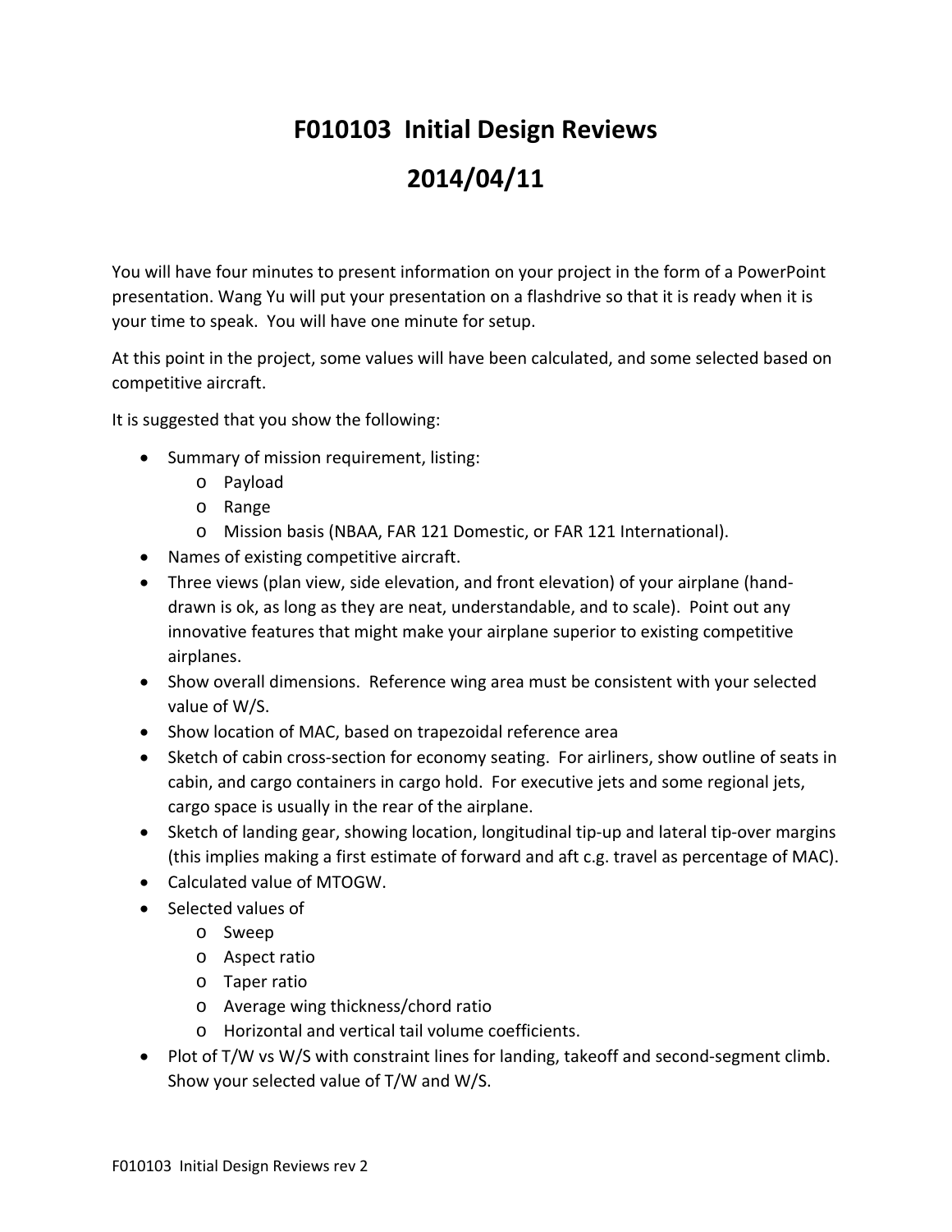# F010103 Initial Design Reviews

# 2014/04/11

You will have four minutes to present information on your project in the form of a PowerPoint presentation. Wang Yu will put your presentation on a flashdrive so that it is ready when it is your time to speak. You will have one minute for setup.

At this point in the project, some values will have been calculated, and some selected based on competitive aircraft.

It is suggested that you show the following:

- Summary of mission requirement, listing:
  - Payload
  - Range
  - Mission basis (NBAA, FAR 121 Domestic, or FAR 121 International).
- Names of existing competitive aircraft.
- Three views (plan view, side elevation, and front elevation) of your airplane (hand-drawn is ok, as long as they are neat, understandable, and to scale). Point out any innovative features that might make your airplane superior to existing competitive airplanes.
- Show overall dimensions. Reference wing area must be consistent with your selected value of W/S.
- Show location of MAC, based on trapezoidal reference area
- Sketch of cabin cross-section for economy seating. For airliners, show outline of seats in cabin, and cargo containers in cargo hold. For executive jets and some regional jets, cargo space is usually in the rear of the airplane.
- Sketch of landing gear, showing location, longitudinal tip-up and lateral tip-over margins (this implies making a first estimate of forward and aft c.g. travel as percentage of MAC).
- Calculated value of MTOGW.
- Selected values of
  - Sweep
  - Aspect ratio
  - Taper ratio
  - Average wing thickness/chord ratio
  - Horizontal and vertical tail volume coefficients.
- Plot of T/W vs W/S with constraint lines for landing, takeoff and second-segment climb. Show your selected value of T/W and W/S.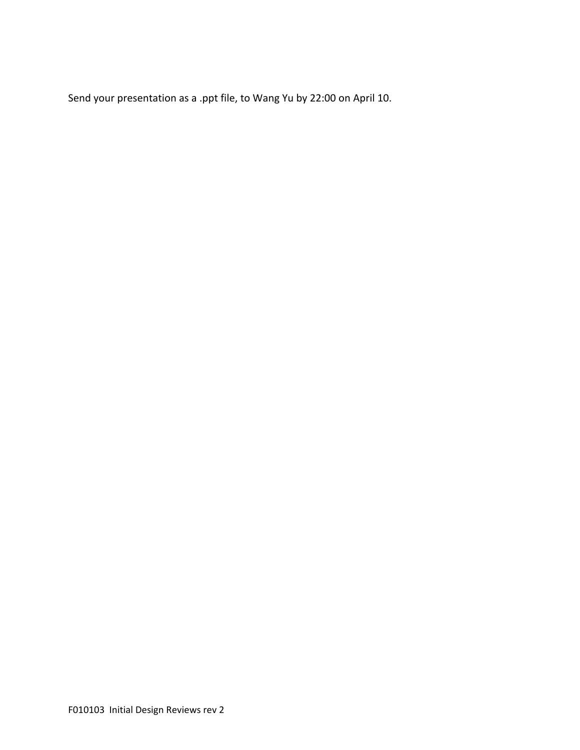Send your presentation as a .ppt file, to Wang Yu by 22:00 on April 10.